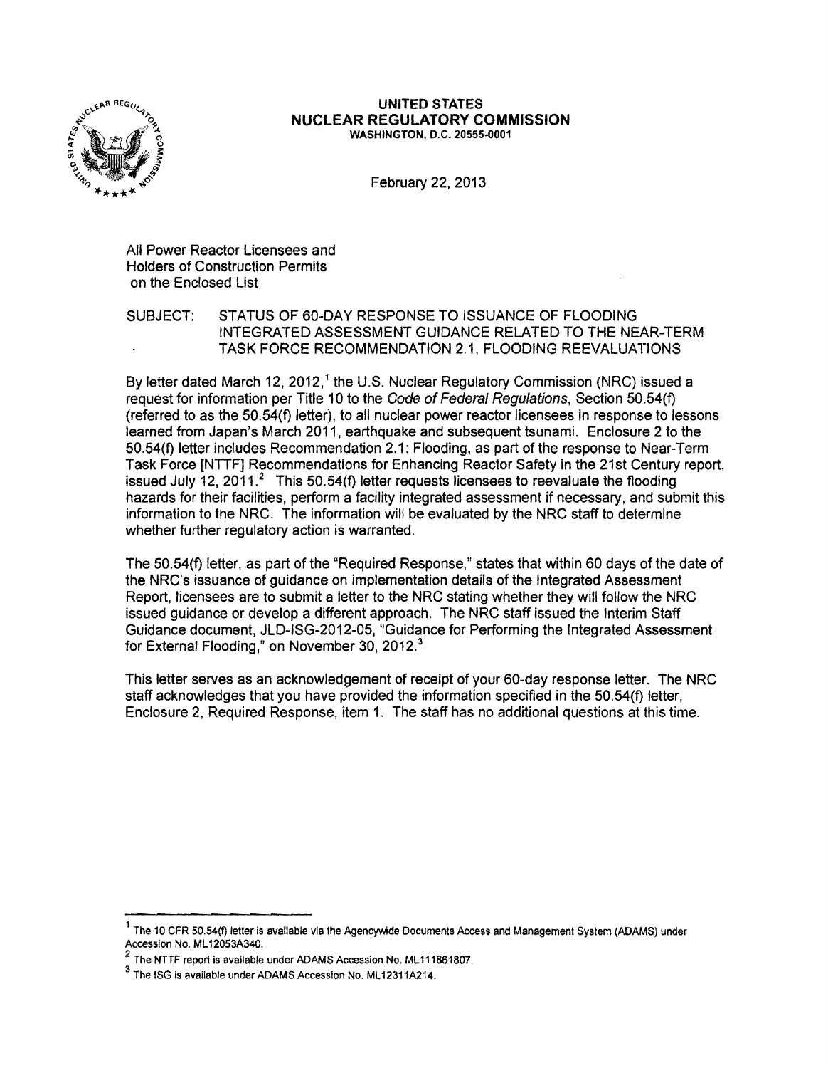**UNITED STATES**
**NUCLEAR REGULATORY COMMISSION**
WASHINGTON, D.C. 20555-0001

February 22, 2013

All Power Reactor Licensees and
Holders of Construction Permits
on the Enclosed List

SUBJECT: STATUS OF 60-DAY RESPONSE TO ISSUANCE OF FLOODING INTEGRATED ASSESSMENT GUIDANCE RELATED TO THE NEAR-TERM TASK FORCE RECOMMENDATION 2.1, FLOODING REEVALUATIONS

By letter dated March 12, 2012,[1] the U.S. Nuclear Regulatory Commission (NRC) issued a request for information per Title 10 to the *Code of Federal Regulations*, Section 50.54(f) (referred to as the 50.54(f) letter), to all nuclear power reactor licensees in response to lessons learned from Japan's March 2011, earthquake and subsequent tsunami. Enclosure 2 to the 50.54(f) letter includes Recommendation 2.1: Flooding, as part of the response to Near-Term Task Force [NTTF] Recommendations for Enhancing Reactor Safety in the 21st Century report, issued July 12, 2011.[2] This 50.54(f) letter requests licensees to reevaluate the flooding hazards for their facilities, perform a facility integrated assessment if necessary, and submit this information to the NRC. The information will be evaluated by the NRC staff to determine whether further regulatory action is warranted.

The 50.54(f) letter, as part of the "Required Response," states that within 60 days of the date of the NRC's issuance of guidance on implementation details of the Integrated Assessment Report, licensees are to submit a letter to the NRC stating whether they will follow the NRC issued guidance or develop a different approach. The NRC staff issued the Interim Staff Guidance document, JLD-ISG-2012-05, "Guidance for Performing the Integrated Assessment for External Flooding," on November 30, 2012.[3]

This letter serves as an acknowledgement of receipt of your 60-day response letter. The NRC staff acknowledges that you have provided the information specified in the 50.54(f) letter, Enclosure 2, Required Response, item 1. The staff has no additional questions at this time.

---

[1] The 10 CFR 50.54(f) letter is available via the Agencywide Documents Access and Management System (ADAMS) under Accession No. ML12053A340.

[2] The NTTF report is available under ADAMS Accession No. ML111861807.

[3] The ISG is available under ADAMS Accession No. ML12311A214.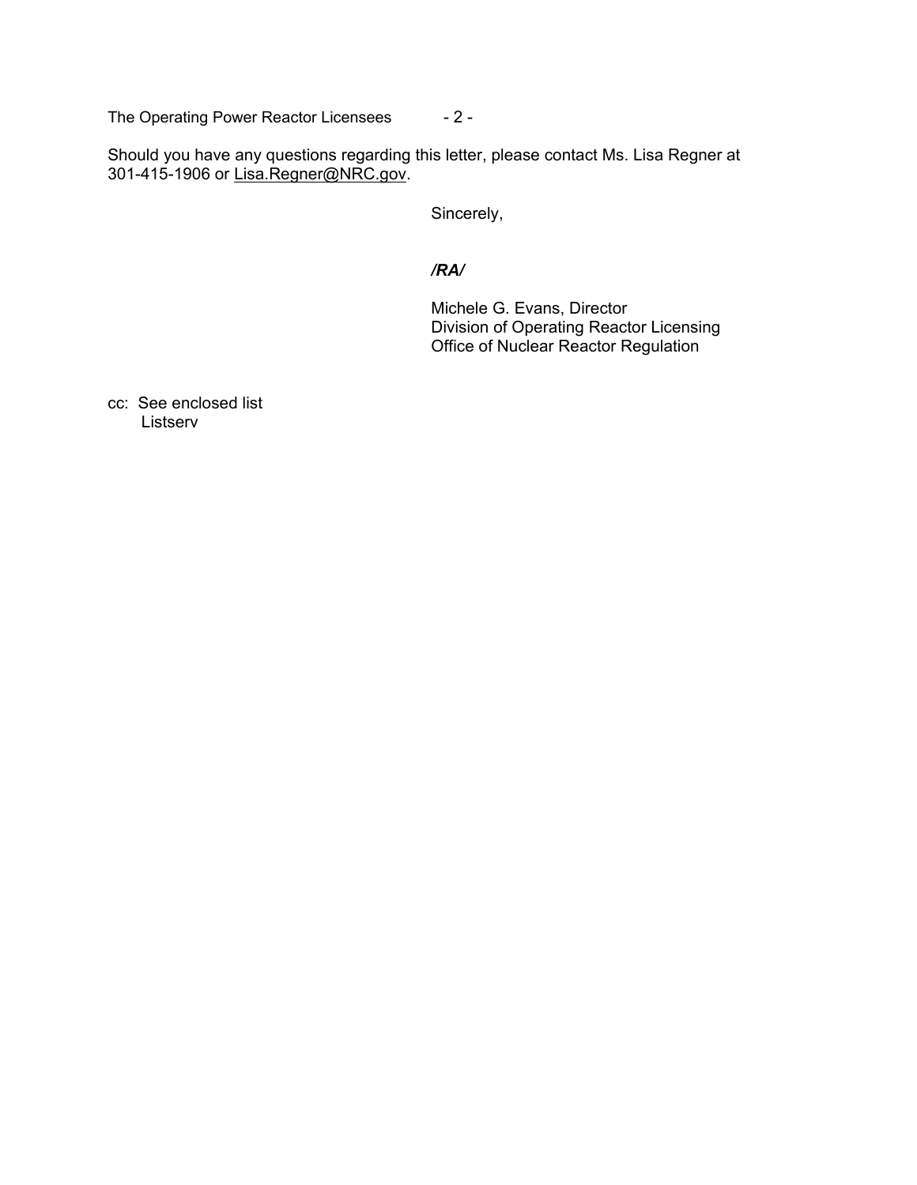Should you have any questions regarding this letter, please contact Ms. Lisa Regner at 301-415-1906 or Lisa.Regner@NRC.gov.

Sincerely,

*/RA/*

Michele G. Evans, Director  
Division of Operating Reactor Licensing  
Office of Nuclear Reactor Regulation

cc: See enclosed list  
Listserv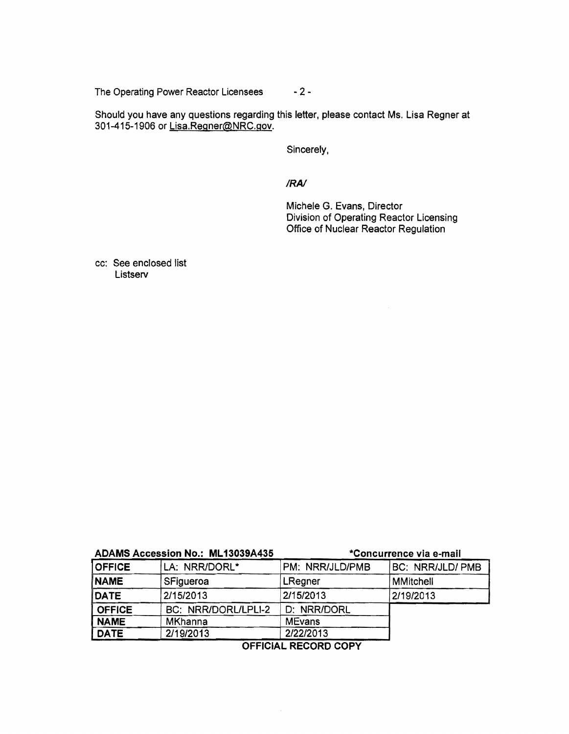Should you have any questions regarding this letter, please contact Ms. Lisa Regner at 301-415-1906 or Lisa.Regner@NRC.gov.

Sincerely,

*/RA/*

Michele G. Evans, Director
Division of Operating Reactor Licensing
Office of Nuclear Reactor Regulation

cc: See enclosed list
Listserv

**ADAMS Accession No.: ML13039A435** **\*Concurrence via e-mail**

| OFFICE | LA: NRR/DORL* | PM: NRR/JLD/PMB | BC: NRR/JLD/ PMB |
|---|---|---|---|
| NAME | SFigueroa | LRegner | MMitchell |
| DATE | 2/15/2013 | 2/15/2013 | 2/19/2013 |
| OFFICE | BC: NRR/DORL/LPLI-2 | D: NRR/DORL | |
| NAME | MKhanna | MEvans | |
| DATE | 2/19/2013 | 2/22/2013 | |

**OFFICIAL RECORD COPY**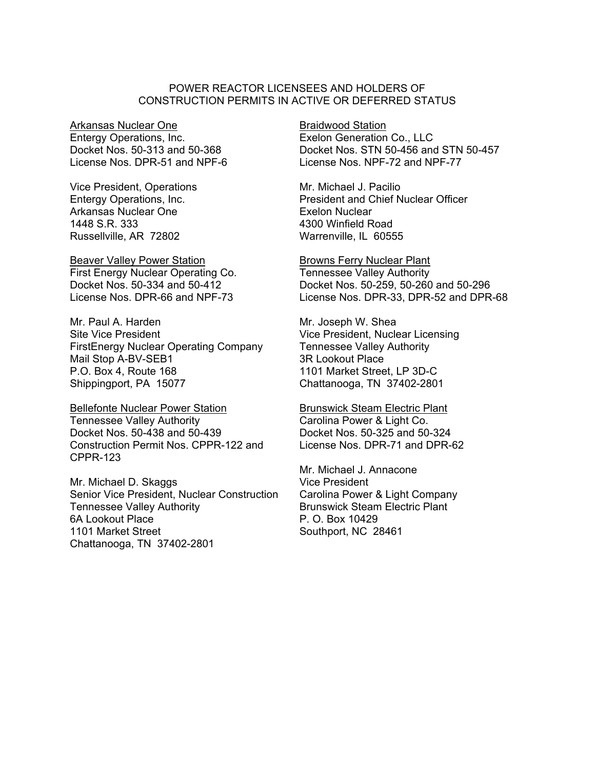POWER REACTOR LICENSEES AND HOLDERS OF
CONSTRUCTION PERMITS IN ACTIVE OR DEFERRED STATUS

<u>Arkansas Nuclear One</u>
Entergy Operations, Inc.
Docket Nos. 50-313 and 50-368
License Nos. DPR-51 and NPF-6

Vice President, Operations
Entergy Operations, Inc.
Arkansas Nuclear One
1448 S.R. 333
Russellville, AR 72802

<u>Beaver Valley Power Station</u>
First Energy Nuclear Operating Co.
Docket Nos. 50-334 and 50-412
License Nos. DPR-66 and NPF-73

Mr. Paul A. Harden
Site Vice President
FirstEnergy Nuclear Operating Company
Mail Stop A-BV-SEB1
P.O. Box 4, Route 168
Shippingport, PA 15077

<u>Bellefonte Nuclear Power Station</u>
Tennessee Valley Authority
Docket Nos. 50-438 and 50-439
Construction Permit Nos. CPPR-122 and CPPR-123

Mr. Michael D. Skaggs
Senior Vice President, Nuclear Construction
Tennessee Valley Authority
6A Lookout Place
1101 Market Street
Chattanooga, TN 37402-2801

<u>Braidwood Station</u>
Exelon Generation Co., LLC
Docket Nos. STN 50-456 and STN 50-457
License Nos. NPF-72 and NPF-77

Mr. Michael J. Pacilio
President and Chief Nuclear Officer
Exelon Nuclear
4300 Winfield Road
Warrenville, IL 60555

<u>Browns Ferry Nuclear Plant</u>
Tennessee Valley Authority
Docket Nos. 50-259, 50-260 and 50-296
License Nos. DPR-33, DPR-52 and DPR-68

Mr. Joseph W. Shea
Vice President, Nuclear Licensing
Tennessee Valley Authority
3R Lookout Place
1101 Market Street, LP 3D-C
Chattanooga, TN 37402-2801

<u>Brunswick Steam Electric Plant</u>
Carolina Power & Light Co.
Docket Nos. 50-325 and 50-324
License Nos. DPR-71 and DPR-62

Mr. Michael J. Annacone
Vice President
Carolina Power & Light Company
Brunswick Steam Electric Plant
P. O. Box 10429
Southport, NC 28461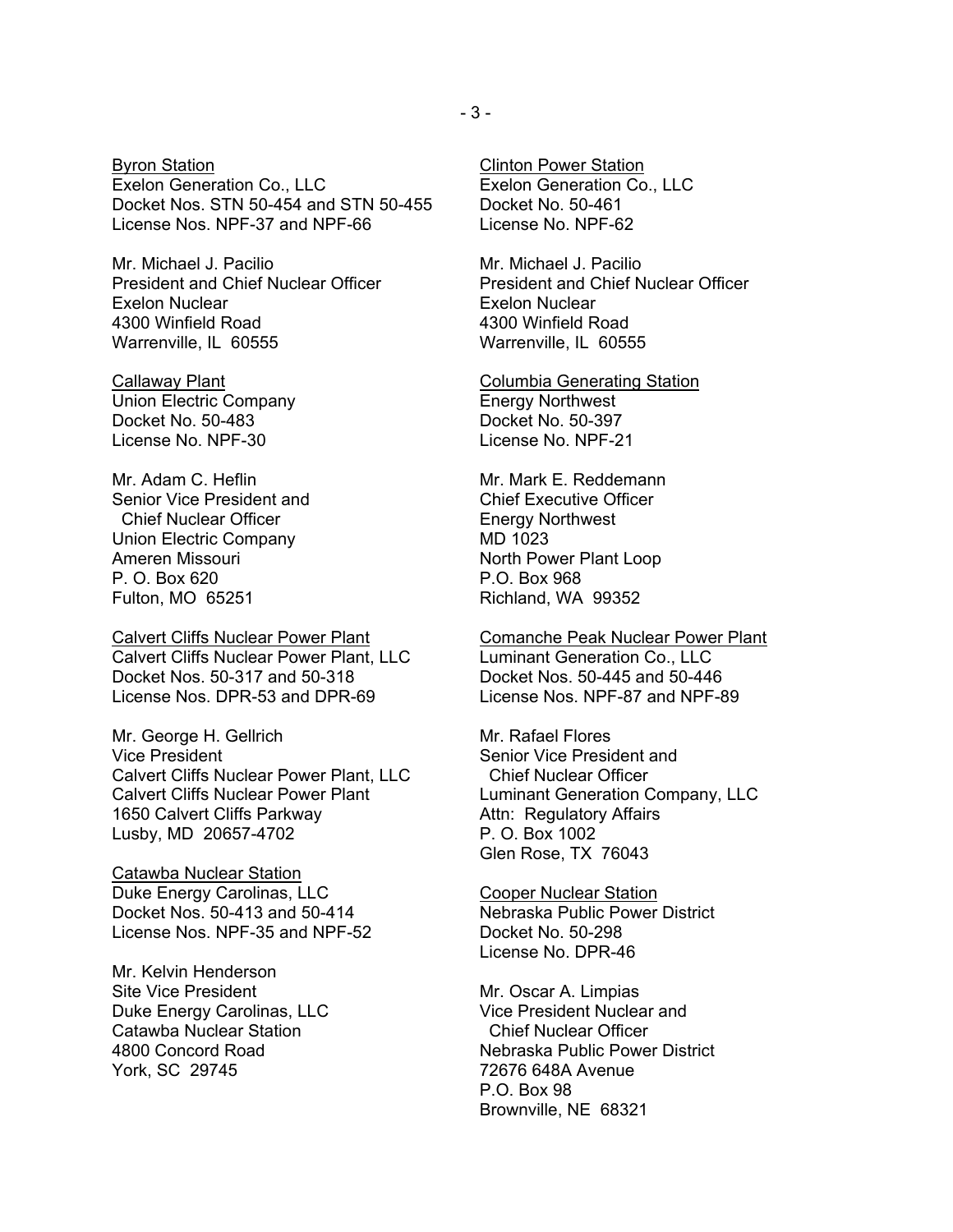Byron Station
Exelon Generation Co., LLC
Docket Nos. STN 50-454 and STN 50-455
License Nos. NPF-37 and NPF-66

Mr. Michael J. Pacilio
President and Chief Nuclear Officer
Exelon Nuclear
4300 Winfield Road
Warrenville, IL 60555

Callaway Plant
Union Electric Company
Docket No. 50-483
License No. NPF-30

Mr. Adam C. Heflin
Senior Vice President and
Chief Nuclear Officer
Union Electric Company
Ameren Missouri
P. O. Box 620
Fulton, MO 65251

Calvert Cliffs Nuclear Power Plant
Calvert Cliffs Nuclear Power Plant, LLC
Docket Nos. 50-317 and 50-318
License Nos. DPR-53 and DPR-69

Mr. George H. Gellrich
Vice President
Calvert Cliffs Nuclear Power Plant, LLC
Calvert Cliffs Nuclear Power Plant
1650 Calvert Cliffs Parkway
Lusby, MD 20657-4702

Catawba Nuclear Station
Duke Energy Carolinas, LLC
Docket Nos. 50-413 and 50-414
License Nos. NPF-35 and NPF-52

Mr. Kelvin Henderson
Site Vice President
Duke Energy Carolinas, LLC
Catawba Nuclear Station
4800 Concord Road
York, SC 29745

Clinton Power Station
Exelon Generation Co., LLC
Docket No. 50-461
License No. NPF-62

Mr. Michael J. Pacilio
President and Chief Nuclear Officer
Exelon Nuclear
4300 Winfield Road
Warrenville, IL 60555

Columbia Generating Station
Energy Northwest
Docket No. 50-397
License No. NPF-21

Mr. Mark E. Reddemann
Chief Executive Officer
Energy Northwest
MD 1023
North Power Plant Loop
P.O. Box 968
Richland, WA 99352

Comanche Peak Nuclear Power Plant
Luminant Generation Co., LLC
Docket Nos. 50-445 and 50-446
License Nos. NPF-87 and NPF-89

Mr. Rafael Flores
Senior Vice President and
Chief Nuclear Officer
Luminant Generation Company, LLC
Attn: Regulatory Affairs
P. O. Box 1002
Glen Rose, TX 76043

Cooper Nuclear Station
Nebraska Public Power District
Docket No. 50-298
License No. DPR-46

Mr. Oscar A. Limpias
Vice President Nuclear and
Chief Nuclear Officer
Nebraska Public Power District
72676 648A Avenue
P.O. Box 98
Brownville, NE 68321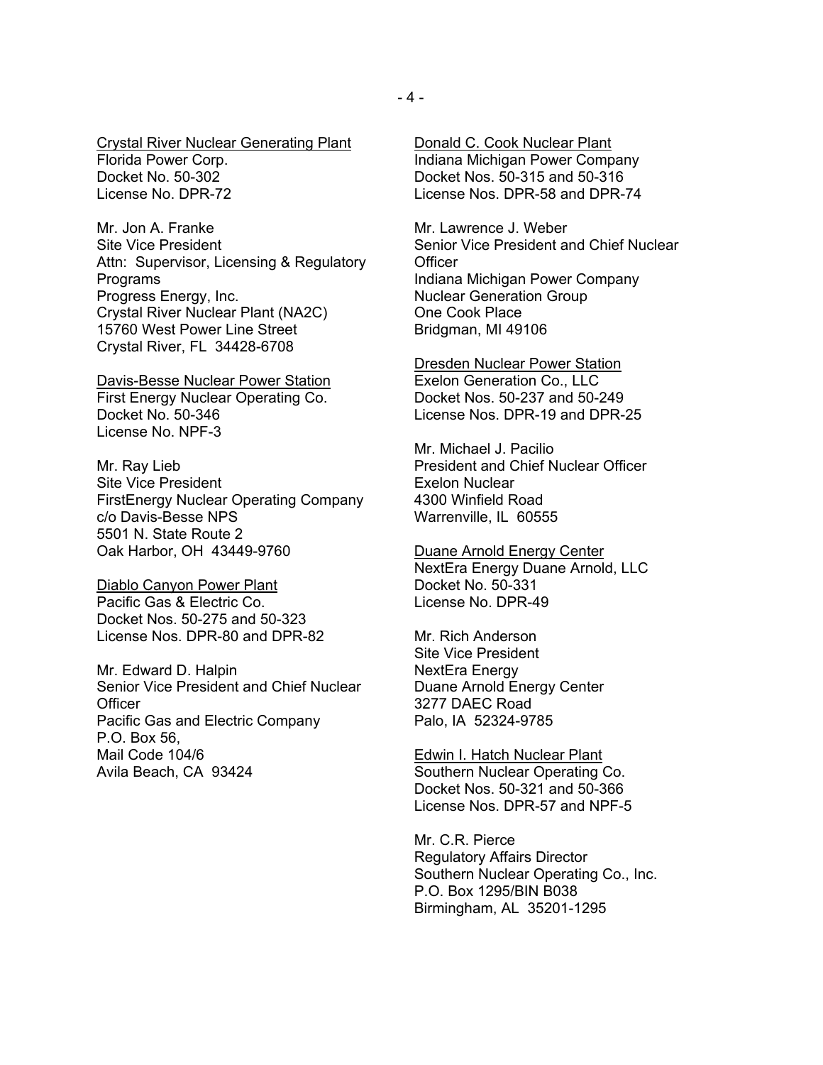<u>Crystal River Nuclear Generating Plant</u>
Florida Power Corp.
Docket No. 50-302
License No. DPR-72

Mr. Jon A. Franke
Site Vice President
Attn: Supervisor, Licensing & Regulatory Programs
Progress Energy, Inc.
Crystal River Nuclear Plant (NA2C)
15760 West Power Line Street
Crystal River, FL 34428-6708

<u>Davis-Besse Nuclear Power Station</u>
First Energy Nuclear Operating Co.
Docket No. 50-346
License No. NPF-3

Mr. Ray Lieb
Site Vice President
FirstEnergy Nuclear Operating Company
c/o Davis-Besse NPS
5501 N. State Route 2
Oak Harbor, OH 43449-9760

<u>Diablo Canyon Power Plant</u>
Pacific Gas & Electric Co.
Docket Nos. 50-275 and 50-323
License Nos. DPR-80 and DPR-82

Mr. Edward D. Halpin
Senior Vice President and Chief Nuclear Officer
Pacific Gas and Electric Company
P.O. Box 56,
Mail Code 104/6
Avila Beach, CA 93424

<u>Donald C. Cook Nuclear Plant</u>
Indiana Michigan Power Company
Docket Nos. 50-315 and 50-316
License Nos. DPR-58 and DPR-74

Mr. Lawrence J. Weber
Senior Vice President and Chief Nuclear Officer
Indiana Michigan Power Company
Nuclear Generation Group
One Cook Place
Bridgman, MI 49106

<u>Dresden Nuclear Power Station</u>
Exelon Generation Co., LLC
Docket Nos. 50-237 and 50-249
License Nos. DPR-19 and DPR-25

Mr. Michael J. Pacilio
President and Chief Nuclear Officer
Exelon Nuclear
4300 Winfield Road
Warrenville, IL 60555

<u>Duane Arnold Energy Center</u>
NextEra Energy Duane Arnold, LLC
Docket No. 50-331
License No. DPR-49

Mr. Rich Anderson
Site Vice President
NextEra Energy
Duane Arnold Energy Center
3277 DAEC Road
Palo, IA 52324-9785

<u>Edwin I. Hatch Nuclear Plant</u>
Southern Nuclear Operating Co.
Docket Nos. 50-321 and 50-366
License Nos. DPR-57 and NPF-5

Mr. C.R. Pierce
Regulatory Affairs Director
Southern Nuclear Operating Co., Inc.
P.O. Box 1295/BIN B038
Birmingham, AL 35201-1295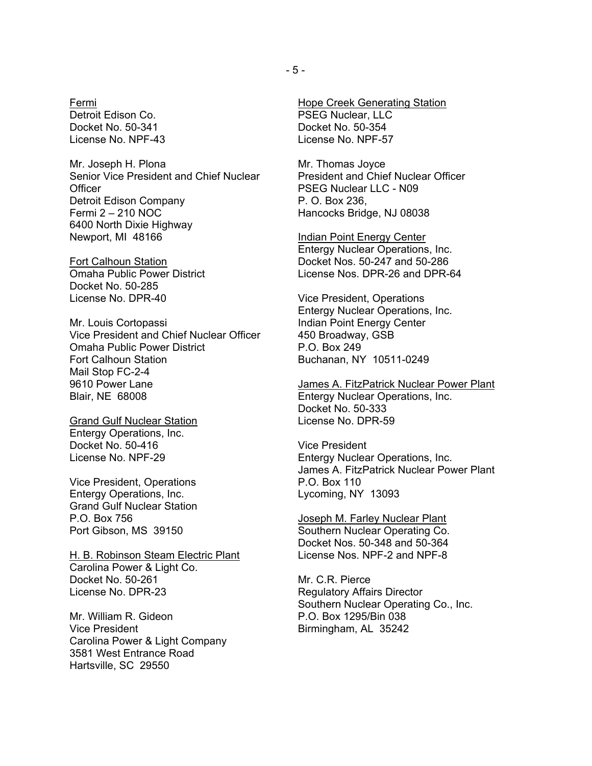<u>Fermi</u>
Detroit Edison Co.
Docket No. 50-341
License No. NPF-43

Mr. Joseph H. Plona
Senior Vice President and Chief Nuclear Officer
Detroit Edison Company
Fermi 2 – 210 NOC
6400 North Dixie Highway
Newport, MI 48166

<u>Fort Calhoun Station</u>
Omaha Public Power District
Docket No. 50-285
License No. DPR-40

Mr. Louis Cortopassi
Vice President and Chief Nuclear Officer
Omaha Public Power District
Fort Calhoun Station
Mail Stop FC-2-4
9610 Power Lane
Blair, NE 68008

<u>Grand Gulf Nuclear Station</u>
Entergy Operations, Inc.
Docket No. 50-416
License No. NPF-29

Vice President, Operations
Entergy Operations, Inc.
Grand Gulf Nuclear Station
P.O. Box 756
Port Gibson, MS 39150

<u>H. B. Robinson Steam Electric Plant</u>
Carolina Power & Light Co.
Docket No. 50-261
License No. DPR-23

Mr. William R. Gideon
Vice President
Carolina Power & Light Company
3581 West Entrance Road
Hartsville, SC 29550

<u>Hope Creek Generating Station</u>
PSEG Nuclear, LLC
Docket No. 50-354
License No. NPF-57

Mr. Thomas Joyce
President and Chief Nuclear Officer
PSEG Nuclear LLC - N09
P. O. Box 236,
Hancocks Bridge, NJ 08038

<u>Indian Point Energy Center</u>
Entergy Nuclear Operations, Inc.
Docket Nos. 50-247 and 50-286
License Nos. DPR-26 and DPR-64

Vice President, Operations
Entergy Nuclear Operations, Inc.
Indian Point Energy Center
450 Broadway, GSB
P.O. Box 249
Buchanan, NY 10511-0249

<u>James A. FitzPatrick Nuclear Power Plant</u>
Entergy Nuclear Operations, Inc.
Docket No. 50-333
License No. DPR-59

Vice President
Entergy Nuclear Operations, Inc.
James A. FitzPatrick Nuclear Power Plant
P.O. Box 110
Lycoming, NY 13093

<u>Joseph M. Farley Nuclear Plant</u>
Southern Nuclear Operating Co.
Docket Nos. 50-348 and 50-364
License Nos. NPF-2 and NPF-8

Mr. C.R. Pierce
Regulatory Affairs Director
Southern Nuclear Operating Co., Inc.
P.O. Box 1295/Bin 038
Birmingham, AL 35242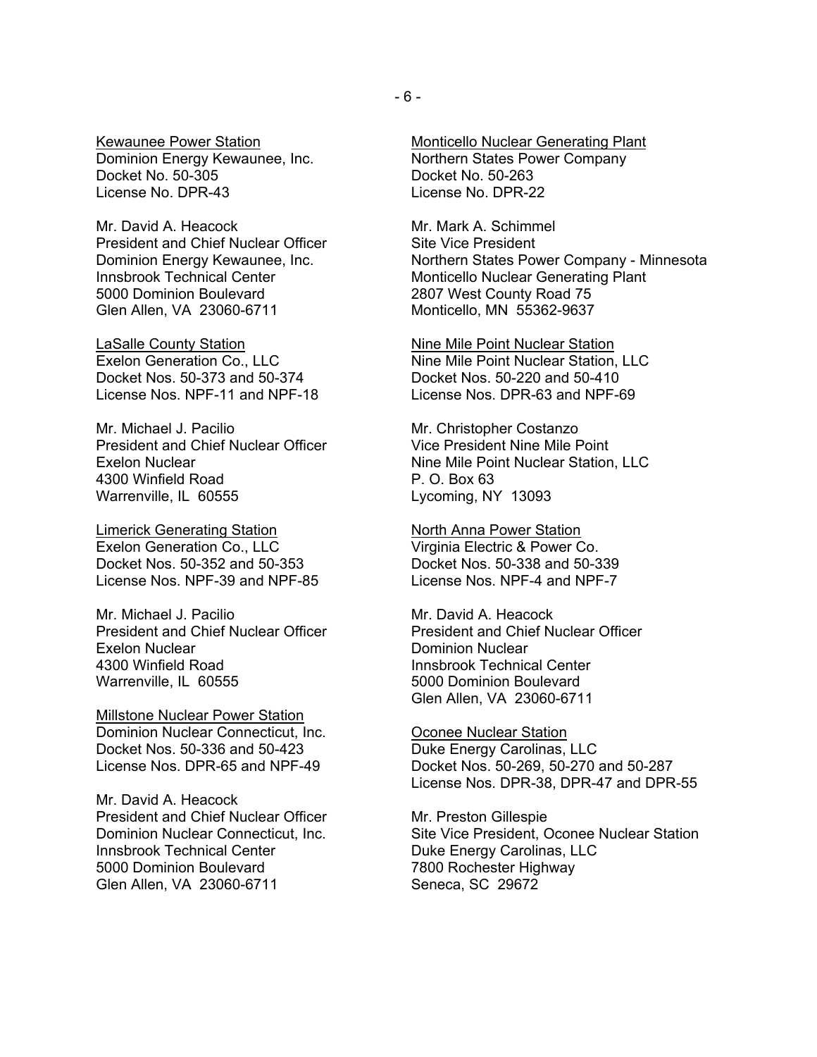Kewaunee Power Station
Dominion Energy Kewaunee, Inc.
Docket No. 50-305
License No. DPR-43

Mr. David A. Heacock
President and Chief Nuclear Officer
Dominion Energy Kewaunee, Inc.
Innsbrook Technical Center
5000 Dominion Boulevard
Glen Allen, VA 23060-6711

LaSalle County Station
Exelon Generation Co., LLC
Docket Nos. 50-373 and 50-374
License Nos. NPF-11 and NPF-18

Mr. Michael J. Pacilio
President and Chief Nuclear Officer
Exelon Nuclear
4300 Winfield Road
Warrenville, IL 60555

Limerick Generating Station
Exelon Generation Co., LLC
Docket Nos. 50-352 and 50-353
License Nos. NPF-39 and NPF-85

Mr. Michael J. Pacilio
President and Chief Nuclear Officer
Exelon Nuclear
4300 Winfield Road
Warrenville, IL 60555

Millstone Nuclear Power Station
Dominion Nuclear Connecticut, Inc.
Docket Nos. 50-336 and 50-423
License Nos. DPR-65 and NPF-49

Mr. David A. Heacock
President and Chief Nuclear Officer
Dominion Nuclear Connecticut, Inc.
Innsbrook Technical Center
5000 Dominion Boulevard
Glen Allen, VA 23060-6711

Monticello Nuclear Generating Plant
Northern States Power Company
Docket No. 50-263
License No. DPR-22

Mr. Mark A. Schimmel
Site Vice President
Northern States Power Company - Minnesota
Monticello Nuclear Generating Plant
2807 West County Road 75
Monticello, MN 55362-9637

Nine Mile Point Nuclear Station
Nine Mile Point Nuclear Station, LLC
Docket Nos. 50-220 and 50-410
License Nos. DPR-63 and NPF-69

Mr. Christopher Costanzo
Vice President Nine Mile Point
Nine Mile Point Nuclear Station, LLC
P. O. Box 63
Lycoming, NY 13093

North Anna Power Station
Virginia Electric & Power Co.
Docket Nos. 50-338 and 50-339
License Nos. NPF-4 and NPF-7

Mr. David A. Heacock
President and Chief Nuclear Officer
Dominion Nuclear
Innsbrook Technical Center
5000 Dominion Boulevard
Glen Allen, VA 23060-6711

Oconee Nuclear Station
Duke Energy Carolinas, LLC
Docket Nos. 50-269, 50-270 and 50-287
License Nos. DPR-38, DPR-47 and DPR-55

Mr. Preston Gillespie
Site Vice President, Oconee Nuclear Station
Duke Energy Carolinas, LLC
7800 Rochester Highway
Seneca, SC 29672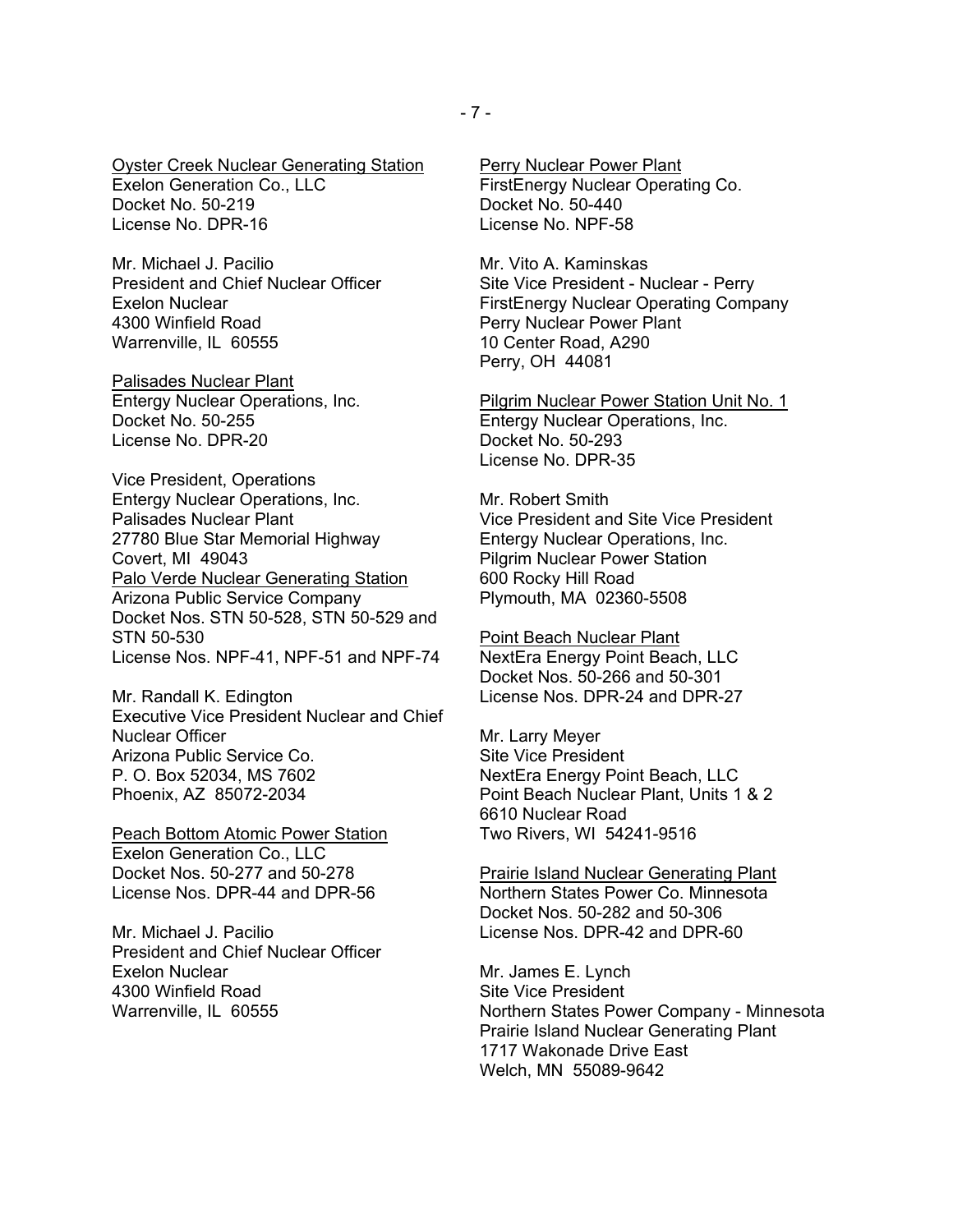<u>Oyster Creek Nuclear Generating Station</u>
Exelon Generation Co., LLC
Docket No. 50-219
License No. DPR-16

Mr. Michael J. Pacilio
President and Chief Nuclear Officer
Exelon Nuclear
4300 Winfield Road
Warrenville, IL 60555

<u>Palisades Nuclear Plant</u>
Entergy Nuclear Operations, Inc.
Docket No. 50-255
License No. DPR-20

Vice President, Operations
Entergy Nuclear Operations, Inc.
Palisades Nuclear Plant
27780 Blue Star Memorial Highway
Covert, MI 49043

<u>Palo Verde Nuclear Generating Station</u>
Arizona Public Service Company
Docket Nos. STN 50-528, STN 50-529 and STN 50-530
License Nos. NPF-41, NPF-51 and NPF-74

Mr. Randall K. Edington
Executive Vice President Nuclear and Chief Nuclear Officer
Arizona Public Service Co.
P. O. Box 52034, MS 7602
Phoenix, AZ 85072-2034

<u>Peach Bottom Atomic Power Station</u>
Exelon Generation Co., LLC
Docket Nos. 50-277 and 50-278
License Nos. DPR-44 and DPR-56

Mr. Michael J. Pacilio
President and Chief Nuclear Officer
Exelon Nuclear
4300 Winfield Road
Warrenville, IL 60555

<u>Perry Nuclear Power Plant</u>
FirstEnergy Nuclear Operating Co.
Docket No. 50-440
License No. NPF-58

Mr. Vito A. Kaminskas
Site Vice President - Nuclear - Perry
FirstEnergy Nuclear Operating Company
Perry Nuclear Power Plant
10 Center Road, A290
Perry, OH 44081

<u>Pilgrim Nuclear Power Station Unit No. 1</u>
Entergy Nuclear Operations, Inc.
Docket No. 50-293
License No. DPR-35

Mr. Robert Smith
Vice President and Site Vice President
Entergy Nuclear Operations, Inc.
Pilgrim Nuclear Power Station
600 Rocky Hill Road
Plymouth, MA 02360-5508

<u>Point Beach Nuclear Plant</u>
NextEra Energy Point Beach, LLC
Docket Nos. 50-266 and 50-301
License Nos. DPR-24 and DPR-27

Mr. Larry Meyer
Site Vice President
NextEra Energy Point Beach, LLC
Point Beach Nuclear Plant, Units 1 & 2
6610 Nuclear Road
Two Rivers, WI 54241-9516

<u>Prairie Island Nuclear Generating Plant</u>
Northern States Power Co. Minnesota
Docket Nos. 50-282 and 50-306
License Nos. DPR-42 and DPR-60

Mr. James E. Lynch
Site Vice President
Northern States Power Company - Minnesota
Prairie Island Nuclear Generating Plant
1717 Wakonade Drive East
Welch, MN 55089-9642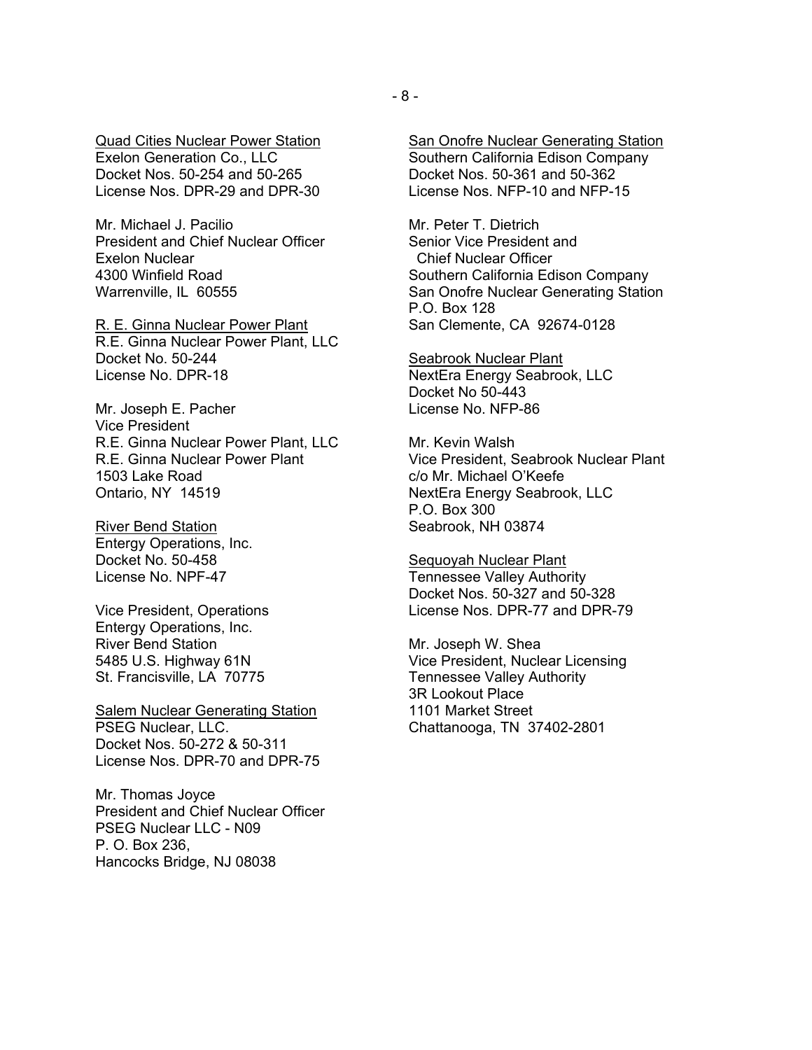Quad Cities Nuclear Power Station
Exelon Generation Co., LLC
Docket Nos. 50-254 and 50-265
License Nos. DPR-29 and DPR-30

Mr. Michael J. Pacilio
President and Chief Nuclear Officer
Exelon Nuclear
4300 Winfield Road
Warrenville, IL  60555

R. E. Ginna Nuclear Power Plant
R.E. Ginna Nuclear Power Plant, LLC
Docket No. 50-244
License No. DPR-18

Mr. Joseph E. Pacher
Vice President
R.E. Ginna Nuclear Power Plant, LLC
R.E. Ginna Nuclear Power Plant
1503 Lake Road
Ontario, NY  14519

River Bend Station
Entergy Operations, Inc.
Docket No. 50-458
License No. NPF-47

Vice President, Operations
Entergy Operations, Inc.
River Bend Station
5485 U.S. Highway 61N
St. Francisville, LA  70775

Salem Nuclear Generating Station
PSEG Nuclear, LLC.
Docket Nos. 50-272 & 50-311
License Nos. DPR-70 and DPR-75

Mr. Thomas Joyce
President and Chief Nuclear Officer
PSEG Nuclear LLC - N09
P. O. Box 236,
Hancocks Bridge, NJ 08038

San Onofre Nuclear Generating Station
Southern California Edison Company
Docket Nos. 50-361 and 50-362
License Nos. NFP-10 and NFP-15

Mr. Peter T. Dietrich
Senior Vice President and
Chief Nuclear Officer
Southern California Edison Company
San Onofre Nuclear Generating Station
P.O. Box 128
San Clemente, CA  92674-0128

Seabrook Nuclear Plant
NextEra Energy Seabrook, LLC
Docket No 50-443
License No. NFP-86

Mr. Kevin Walsh
Vice President, Seabrook Nuclear Plant
c/o Mr. Michael O'Keefe
NextEra Energy Seabrook, LLC
P.O. Box 300
Seabrook, NH 03874

Sequoyah Nuclear Plant
Tennessee Valley Authority
Docket Nos. 50-327 and 50-328
License Nos. DPR-77 and DPR-79

Mr. Joseph W. Shea
Vice President, Nuclear Licensing
Tennessee Valley Authority
3R Lookout Place
1101 Market Street
Chattanooga, TN  37402-2801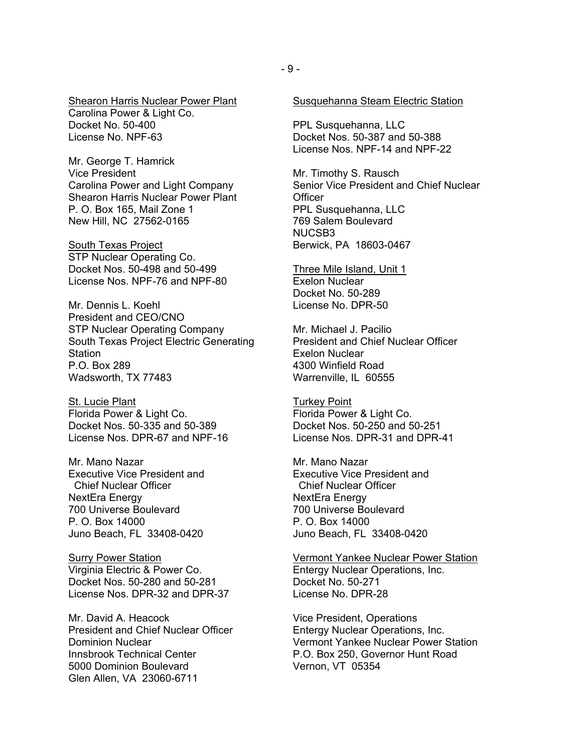Shearon Harris Nuclear Power Plant
Carolina Power & Light Co.
Docket No. 50-400
License No. NPF-63

Mr. George T. Hamrick
Vice President
Carolina Power and Light Company
Shearon Harris Nuclear Power Plant
P. O. Box 165, Mail Zone 1
New Hill, NC 27562-0165

South Texas Project
STP Nuclear Operating Co.
Docket Nos. 50-498 and 50-499
License Nos. NPF-76 and NPF-80

Mr. Dennis L. Koehl
President and CEO/CNO
STP Nuclear Operating Company
South Texas Project Electric Generating Station
P.O. Box 289
Wadsworth, TX 77483

St. Lucie Plant
Florida Power & Light Co.
Docket Nos. 50-335 and 50-389
License Nos. DPR-67 and NPF-16

Mr. Mano Nazar
Executive Vice President and Chief Nuclear Officer
NextEra Energy
700 Universe Boulevard
P. O. Box 14000
Juno Beach, FL 33408-0420

Surry Power Station
Virginia Electric & Power Co.
Docket Nos. 50-280 and 50-281
License Nos. DPR-32 and DPR-37

Mr. David A. Heacock
President and Chief Nuclear Officer
Dominion Nuclear
Innsbrook Technical Center
5000 Dominion Boulevard
Glen Allen, VA 23060-6711

Susquehanna Steam Electric Station

PPL Susquehanna, LLC
Docket Nos. 50-387 and 50-388
License Nos. NPF-14 and NPF-22

Mr. Timothy S. Rausch
Senior Vice President and Chief Nuclear Officer
PPL Susquehanna, LLC
769 Salem Boulevard
NUCSB3
Berwick, PA 18603-0467

Three Mile Island, Unit 1
Exelon Nuclear
Docket No. 50-289
License No. DPR-50

Mr. Michael J. Pacilio
President and Chief Nuclear Officer
Exelon Nuclear
4300 Winfield Road
Warrenville, IL 60555

Turkey Point
Florida Power & Light Co.
Docket Nos. 50-250 and 50-251
License Nos. DPR-31 and DPR-41

Mr. Mano Nazar
Executive Vice President and Chief Nuclear Officer
NextEra Energy
700 Universe Boulevard
P. O. Box 14000
Juno Beach, FL 33408-0420

Vermont Yankee Nuclear Power Station
Entergy Nuclear Operations, Inc.
Docket No. 50-271
License No. DPR-28

Vice President, Operations
Entergy Nuclear Operations, Inc.
Vermont Yankee Nuclear Power Station
P.O. Box 250, Governor Hunt Road
Vernon, VT 05354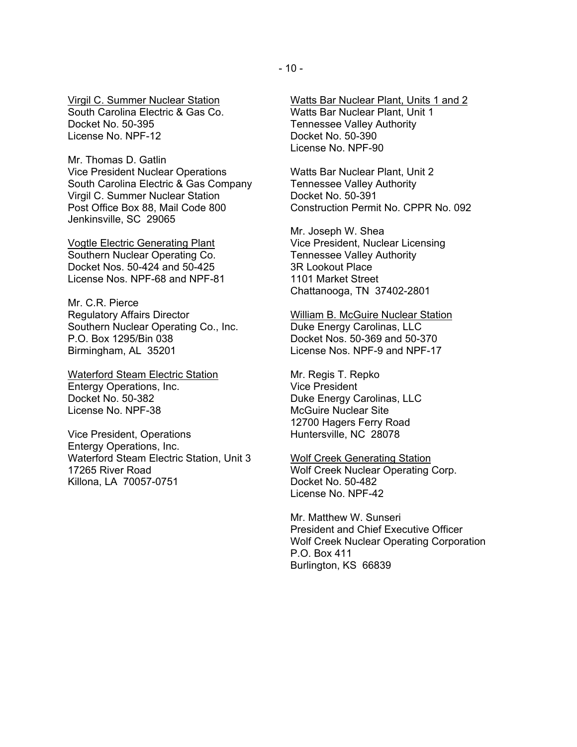<u>Virgil C. Summer Nuclear Station</u>
South Carolina Electric & Gas Co.
Docket No. 50-395
License No. NPF-12

Mr. Thomas D. Gatlin
Vice President Nuclear Operations
South Carolina Electric & Gas Company
Virgil C. Summer Nuclear Station
Post Office Box 88, Mail Code 800
Jenkinsville, SC 29065

<u>Vogtle Electric Generating Plant</u>
Southern Nuclear Operating Co.
Docket Nos. 50-424 and 50-425
License Nos. NPF-68 and NPF-81

Mr. C.R. Pierce
Regulatory Affairs Director
Southern Nuclear Operating Co., Inc.
P.O. Box 1295/Bin 038
Birmingham, AL 35201

<u>Waterford Steam Electric Station</u>
Entergy Operations, Inc.
Docket No. 50-382
License No. NPF-38

Vice President, Operations
Entergy Operations, Inc.
Waterford Steam Electric Station, Unit 3
17265 River Road
Killona, LA 70057-0751

<u>Watts Bar Nuclear Plant, Units 1 and 2</u>
Watts Bar Nuclear Plant, Unit 1
Tennessee Valley Authority
Docket No. 50-390
License No. NPF-90

Watts Bar Nuclear Plant, Unit 2
Tennessee Valley Authority
Docket No. 50-391
Construction Permit No. CPPR No. 092

Mr. Joseph W. Shea
Vice President, Nuclear Licensing
Tennessee Valley Authority
3R Lookout Place
1101 Market Street
Chattanooga, TN 37402-2801

<u>William B. McGuire Nuclear Station</u>
Duke Energy Carolinas, LLC
Docket Nos. 50-369 and 50-370
License Nos. NPF-9 and NPF-17

Mr. Regis T. Repko
Vice President
Duke Energy Carolinas, LLC
McGuire Nuclear Site
12700 Hagers Ferry Road
Huntersville, NC 28078

<u>Wolf Creek Generating Station</u>
Wolf Creek Nuclear Operating Corp.
Docket No. 50-482
License No. NPF-42

Mr. Matthew W. Sunseri
President and Chief Executive Officer
Wolf Creek Nuclear Operating Corporation
P.O. Box 411
Burlington, KS 66839